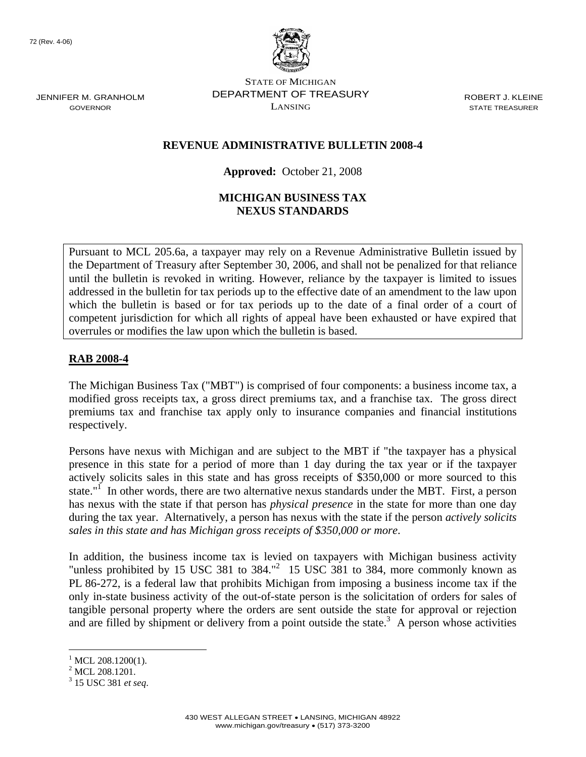72 (Rev. 4-06)

STATE OF MICHIGAN
DEPARTMENT OF TREASURY
LANSING

JENNIFER M. GRANHOLM
GOVERNOR

ROBERT J. KLEINE
STATE TREASURER

# REVENUE ADMINISTRATIVE BULLETIN 2008-4

**Approved:** October 21, 2008

## MICHIGAN BUSINESS TAX NEXUS STANDARDS

Pursuant to MCL 205.6a, a taxpayer may rely on a Revenue Administrative Bulletin issued by the Department of Treasury after September 30, 2006, and shall not be penalized for that reliance until the bulletin is revoked in writing. However, reliance by the taxpayer is limited to issues addressed in the bulletin for tax periods up to the effective date of an amendment to the law upon which the bulletin is based or for tax periods up to the date of a final order of a court of competent jurisdiction for which all rights of appeal have been exhausted or have expired that overrules or modifies the law upon which the bulletin is based.

**RAB 2008-4**

The Michigan Business Tax ("MBT") is comprised of four components: a business income tax, a modified gross receipts tax, a gross direct premiums tax, and a franchise tax. The gross direct premiums tax and franchise tax apply only to insurance companies and financial institutions respectively.

Persons have nexus with Michigan and are subject to the MBT if "the taxpayer has a physical presence in this state for a period of more than 1 day during the tax year or if the taxpayer actively solicits sales in this state and has gross receipts of $350,000 or more sourced to this state."[1] In other words, there are two alternative nexus standards under the MBT. First, a person has nexus with the state if that person has *physical presence* in the state for more than one day during the tax year. Alternatively, a person has nexus with the state if the person *actively solicits sales in this state and has Michigan gross receipts of $350,000 or more*.

In addition, the business income tax is levied on taxpayers with Michigan business activity "unless prohibited by 15 USC 381 to 384."[2] 15 USC 381 to 384, more commonly known as PL 86-272, is a federal law that prohibits Michigan from imposing a business income tax if the only in-state business activity of the out-of-state person is the solicitation of orders for sales of tangible personal property where the orders are sent outside the state for approval or rejection and are filled by shipment or delivery from a point outside the state.[3] A person whose activities

[1] MCL 208.1200(1).
[2] MCL 208.1201.
[3] 15 USC 381 *et seq*.

430 WEST ALLEGAN STREET • LANSING, MICHIGAN 48922
www.michigan.gov/treasury • (517) 373-3200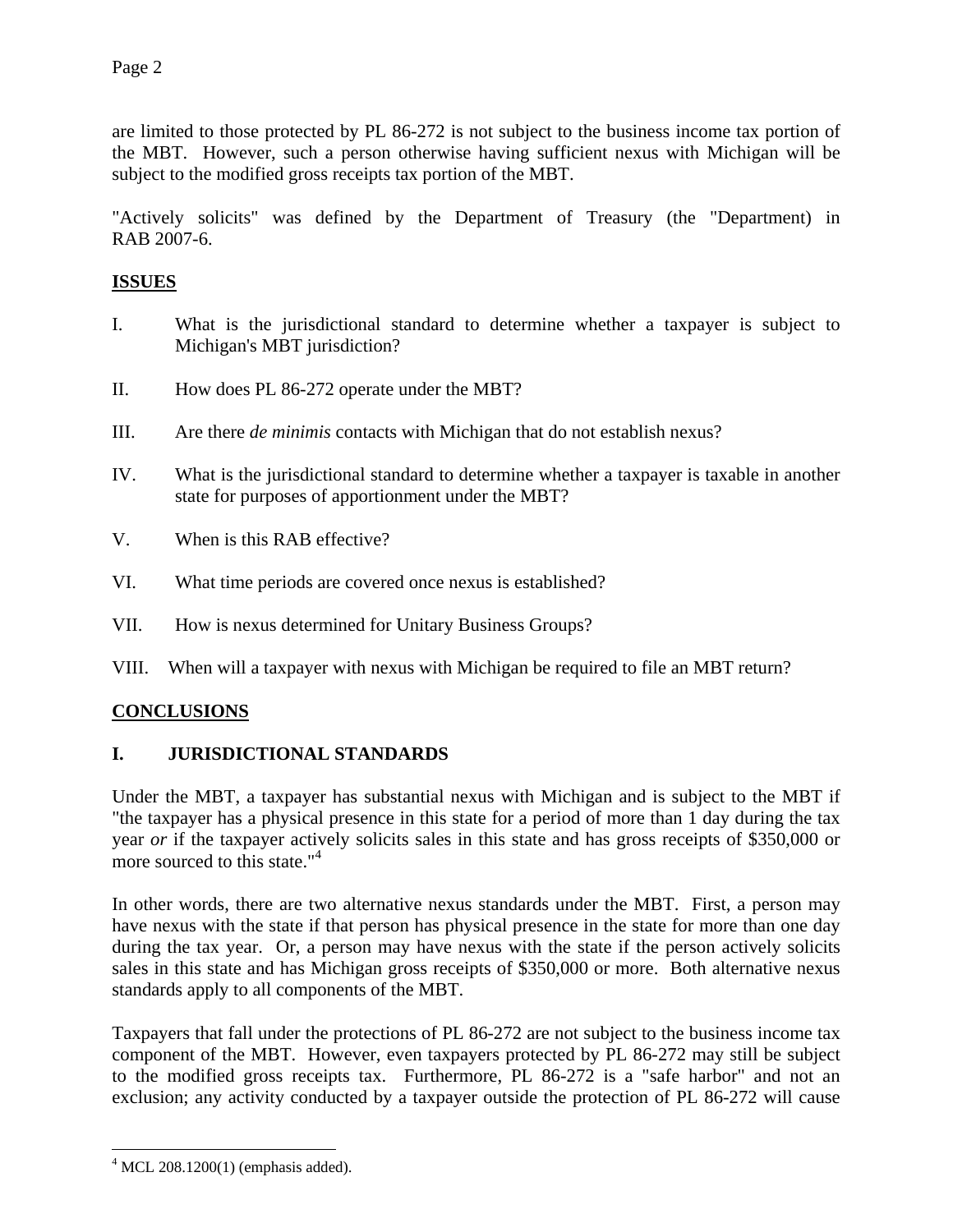are limited to those protected by PL 86-272 is not subject to the business income tax portion of the MBT. However, such a person otherwise having sufficient nexus with Michigan will be subject to the modified gross receipts tax portion of the MBT.

"Actively solicits" was defined by the Department of Treasury (the "Department) in RAB 2007-6.

## ISSUES

I. What is the jurisdictional standard to determine whether a taxpayer is subject to Michigan's MBT jurisdiction?

II. How does PL 86-272 operate under the MBT?

III. Are there *de minimis* contacts with Michigan that do not establish nexus?

IV. What is the jurisdictional standard to determine whether a taxpayer is taxable in another state for purposes of apportionment under the MBT?

V. When is this RAB effective?

VI. What time periods are covered once nexus is established?

VII. How is nexus determined for Unitary Business Groups?

VIII. When will a taxpayer with nexus with Michigan be required to file an MBT return?

## CONCLUSIONS

### I. JURISDICTIONAL STANDARDS

Under the MBT, a taxpayer has substantial nexus with Michigan and is subject to the MBT if "the taxpayer has a physical presence in this state for a period of more than 1 day during the tax year *or* if the taxpayer actively solicits sales in this state and has gross receipts of $350,000 or more sourced to this state."[4]

In other words, there are two alternative nexus standards under the MBT. First, a person may have nexus with the state if that person has physical presence in the state for more than one day during the tax year. Or, a person may have nexus with the state if the person actively solicits sales in this state and has Michigan gross receipts of $350,000 or more. Both alternative nexus standards apply to all components of the MBT.

Taxpayers that fall under the protections of PL 86-272 are not subject to the business income tax component of the MBT. However, even taxpayers protected by PL 86-272 may still be subject to the modified gross receipts tax. Furthermore, PL 86-272 is a "safe harbor" and not an exclusion; any activity conducted by a taxpayer outside the protection of PL 86-272 will cause

[4] MCL 208.1200(1) (emphasis added).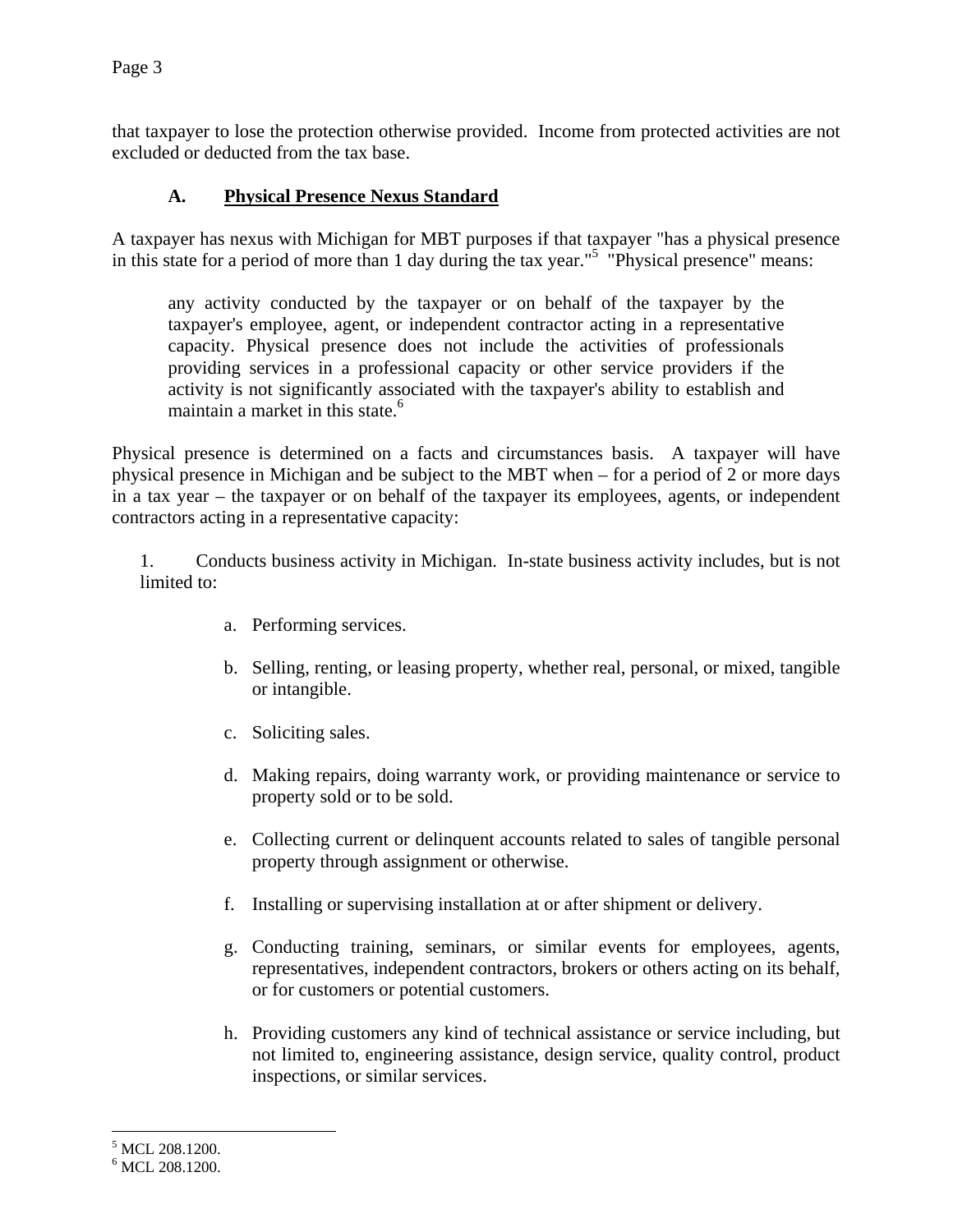that taxpayer to lose the protection otherwise provided. Income from protected activities are not excluded or deducted from the tax base.

### A. **Physical Presence Nexus Standard**

A taxpayer has nexus with Michigan for MBT purposes if that taxpayer "has a physical presence in this state for a period of more than 1 day during the tax year."[5] "Physical presence" means:

> any activity conducted by the taxpayer or on behalf of the taxpayer by the taxpayer's employee, agent, or independent contractor acting in a representative capacity. Physical presence does not include the activities of professionals providing services in a professional capacity or other service providers if the activity is not significantly associated with the taxpayer's ability to establish and maintain a market in this state.[6]

Physical presence is determined on a facts and circumstances basis. A taxpayer will have physical presence in Michigan and be subject to the MBT when – for a period of 2 or more days in a tax year – the taxpayer or on behalf of the taxpayer its employees, agents, or independent contractors acting in a representative capacity:

1. Conducts business activity in Michigan. In-state business activity includes, but is not limited to:

    a. Performing services.

    b. Selling, renting, or leasing property, whether real, personal, or mixed, tangible or intangible.

    c. Soliciting sales.

    d. Making repairs, doing warranty work, or providing maintenance or service to property sold or to be sold.

    e. Collecting current or delinquent accounts related to sales of tangible personal property through assignment or otherwise.

    f. Installing or supervising installation at or after shipment or delivery.

    g. Conducting training, seminars, or similar events for employees, agents, representatives, independent contractors, brokers or others acting on its behalf, or for customers or potential customers.

    h. Providing customers any kind of technical assistance or service including, but not limited to, engineering assistance, design service, quality control, product inspections, or similar services.

---

[5] MCL 208.1200.

[6] MCL 208.1200.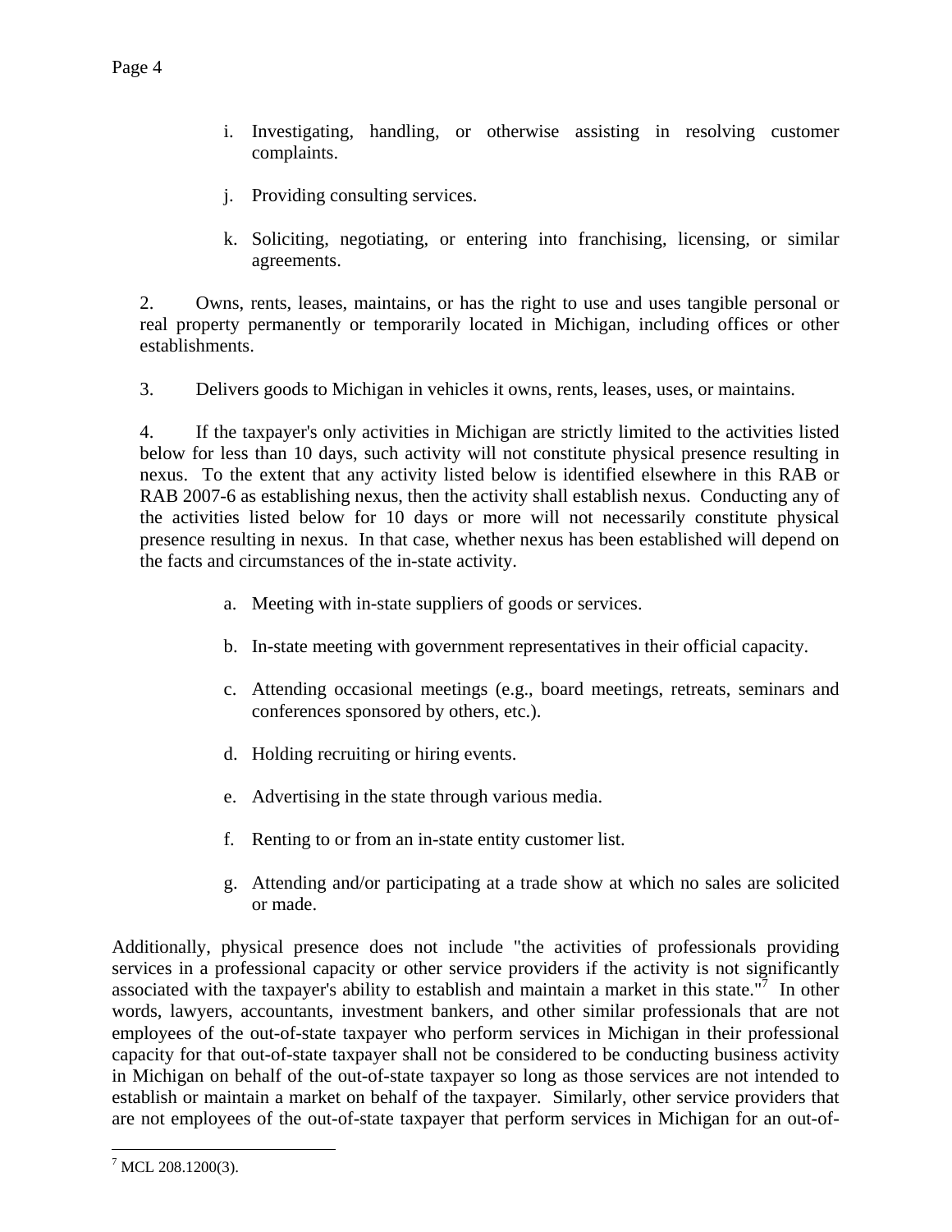i. Investigating, handling, or otherwise assisting in resolving customer complaints.

j. Providing consulting services.

k. Soliciting, negotiating, or entering into franchising, licensing, or similar agreements.

2. Owns, rents, leases, maintains, or has the right to use and uses tangible personal or real property permanently or temporarily located in Michigan, including offices or other establishments.

3. Delivers goods to Michigan in vehicles it owns, rents, leases, uses, or maintains.

4. If the taxpayer's only activities in Michigan are strictly limited to the activities listed below for less than 10 days, such activity will not constitute physical presence resulting in nexus. To the extent that any activity listed below is identified elsewhere in this RAB or RAB 2007-6 as establishing nexus, then the activity shall establish nexus. Conducting any of the activities listed below for 10 days or more will not necessarily constitute physical presence resulting in nexus. In that case, whether nexus has been established will depend on the facts and circumstances of the in-state activity.

a. Meeting with in-state suppliers of goods or services.

b. In-state meeting with government representatives in their official capacity.

c. Attending occasional meetings (e.g., board meetings, retreats, seminars and conferences sponsored by others, etc.).

d. Holding recruiting or hiring events.

e. Advertising in the state through various media.

f. Renting to or from an in-state entity customer list.

g. Attending and/or participating at a trade show at which no sales are solicited or made.

Additionally, physical presence does not include "the activities of professionals providing services in a professional capacity or other service providers if the activity is not significantly associated with the taxpayer's ability to establish and maintain a market in this state."[7] In other words, lawyers, accountants, investment bankers, and other similar professionals that are not employees of the out-of-state taxpayer who perform services in Michigan in their professional capacity for that out-of-state taxpayer shall not be considered to be conducting business activity in Michigan on behalf of the out-of-state taxpayer so long as those services are not intended to establish or maintain a market on behalf of the taxpayer. Similarly, other service providers that are not employees of the out-of-state taxpayer that perform services in Michigan for an out-of-

[7] MCL 208.1200(3).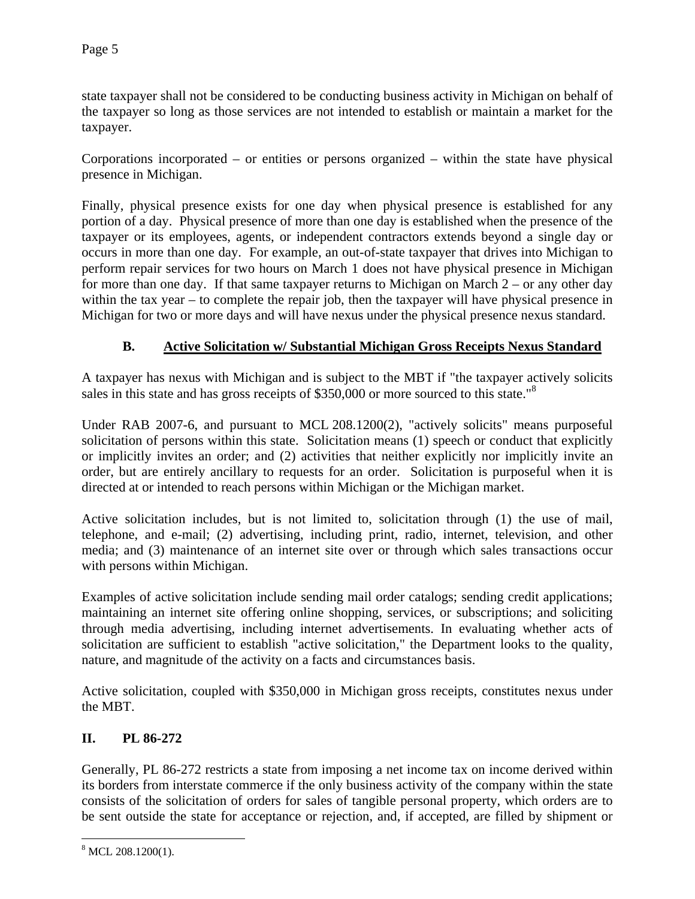state taxpayer shall not be considered to be conducting business activity in Michigan on behalf of the taxpayer so long as those services are not intended to establish or maintain a market for the taxpayer.

Corporations incorporated – or entities or persons organized – within the state have physical presence in Michigan.

Finally, physical presence exists for one day when physical presence is established for any portion of a day. Physical presence of more than one day is established when the presence of the taxpayer or its employees, agents, or independent contractors extends beyond a single day or occurs in more than one day. For example, an out-of-state taxpayer that drives into Michigan to perform repair services for two hours on March 1 does not have physical presence in Michigan for more than one day. If that same taxpayer returns to Michigan on March 2 – or any other day within the tax year – to complete the repair job, then the taxpayer will have physical presence in Michigan for two or more days and will have nexus under the physical presence nexus standard.

### B. Active Solicitation w/ Substantial Michigan Gross Receipts Nexus Standard

A taxpayer has nexus with Michigan and is subject to the MBT if "the taxpayer actively solicits sales in this state and has gross receipts of $350,000 or more sourced to this state."[8]

Under RAB 2007-6, and pursuant to MCL 208.1200(2), "actively solicits" means purposeful solicitation of persons within this state. Solicitation means (1) speech or conduct that explicitly or implicitly invites an order; and (2) activities that neither explicitly nor implicitly invite an order, but are entirely ancillary to requests for an order. Solicitation is purposeful when it is directed at or intended to reach persons within Michigan or the Michigan market.

Active solicitation includes, but is not limited to, solicitation through (1) the use of mail, telephone, and e-mail; (2) advertising, including print, radio, internet, television, and other media; and (3) maintenance of an internet site over or through which sales transactions occur with persons within Michigan.

Examples of active solicitation include sending mail order catalogs; sending credit applications; maintaining an internet site offering online shopping, services, or subscriptions; and soliciting through media advertising, including internet advertisements. In evaluating whether acts of solicitation are sufficient to establish "active solicitation," the Department looks to the quality, nature, and magnitude of the activity on a facts and circumstances basis.

Active solicitation, coupled with $350,000 in Michigan gross receipts, constitutes nexus under the MBT.

## II. PL 86-272

Generally, PL 86-272 restricts a state from imposing a net income tax on income derived within its borders from interstate commerce if the only business activity of the company within the state consists of the solicitation of orders for sales of tangible personal property, which orders are to be sent outside the state for acceptance or rejection, and, if accepted, are filled by shipment or

---

[8] MCL 208.1200(1).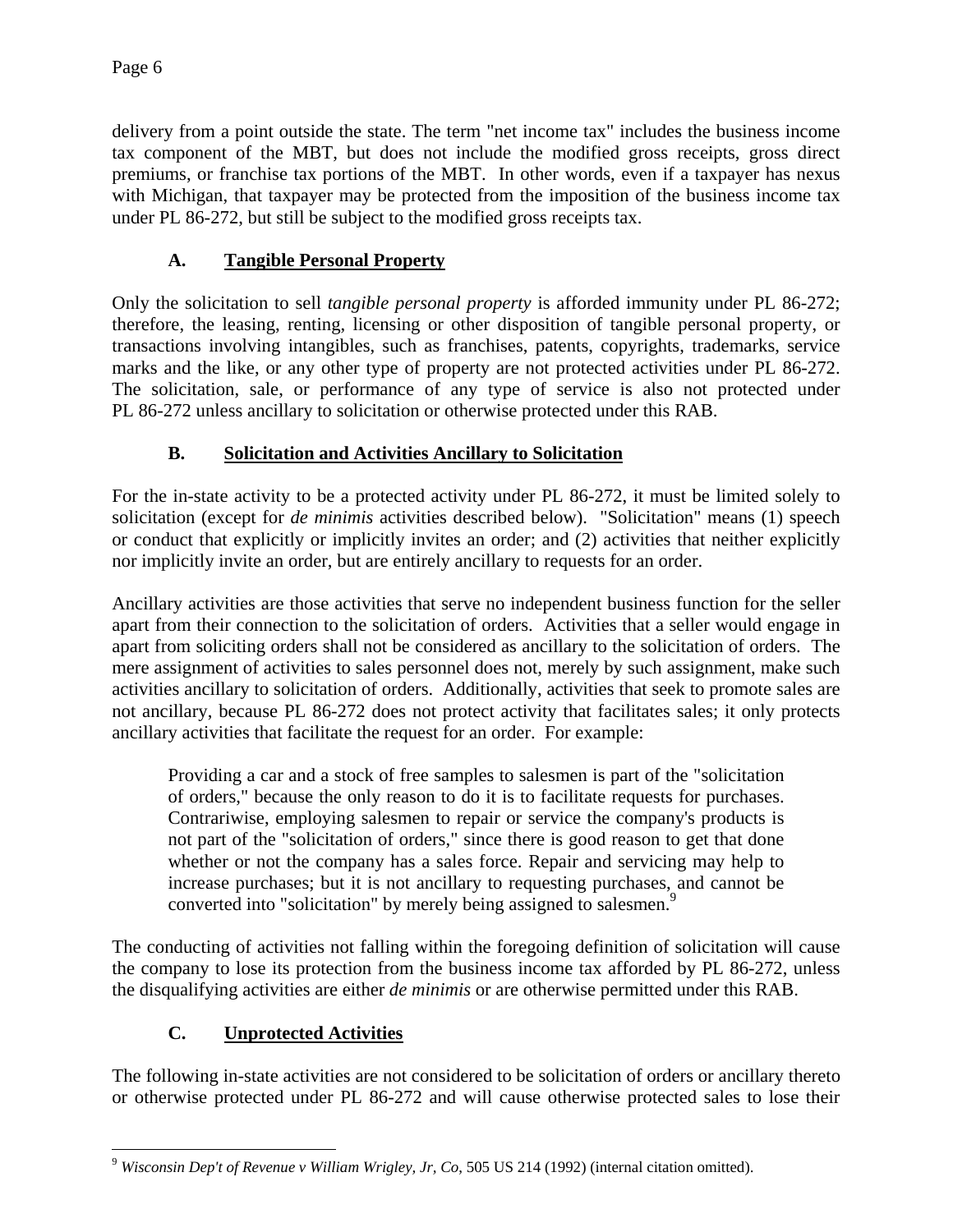delivery from a point outside the state. The term "net income tax" includes the business income tax component of the MBT, but does not include the modified gross receipts, gross direct premiums, or franchise tax portions of the MBT. In other words, even if a taxpayer has nexus with Michigan, that taxpayer may be protected from the imposition of the business income tax under PL 86-272, but still be subject to the modified gross receipts tax.

### A. Tangible Personal Property

Only the solicitation to sell *tangible personal property* is afforded immunity under PL 86-272; therefore, the leasing, renting, licensing or other disposition of tangible personal property, or transactions involving intangibles, such as franchises, patents, copyrights, trademarks, service marks and the like, or any other type of property are not protected activities under PL 86-272. The solicitation, sale, or performance of any type of service is also not protected under PL 86-272 unless ancillary to solicitation or otherwise protected under this RAB.

### B. Solicitation and Activities Ancillary to Solicitation

For the in-state activity to be a protected activity under PL 86-272, it must be limited solely to solicitation (except for *de minimis* activities described below). "Solicitation" means (1) speech or conduct that explicitly or implicitly invites an order; and (2) activities that neither explicitly nor implicitly invite an order, but are entirely ancillary to requests for an order.

Ancillary activities are those activities that serve no independent business function for the seller apart from their connection to the solicitation of orders. Activities that a seller would engage in apart from soliciting orders shall not be considered as ancillary to the solicitation of orders. The mere assignment of activities to sales personnel does not, merely by such assignment, make such activities ancillary to solicitation of orders. Additionally, activities that seek to promote sales are not ancillary, because PL 86-272 does not protect activity that facilitates sales; it only protects ancillary activities that facilitate the request for an order. For example:

> Providing a car and a stock of free samples to salesmen is part of the "solicitation of orders," because the only reason to do it is to facilitate requests for purchases. Contrariwise, employing salesmen to repair or service the company's products is not part of the "solicitation of orders," since there is good reason to get that done whether or not the company has a sales force. Repair and servicing may help to increase purchases; but it is not ancillary to requesting purchases, and cannot be converted into "solicitation" by merely being assigned to salesmen.[9]

The conducting of activities not falling within the foregoing definition of solicitation will cause the company to lose its protection from the business income tax afforded by PL 86-272, unless the disqualifying activities are either *de minimis* or are otherwise permitted under this RAB.

### C. Unprotected Activities

The following in-state activities are not considered to be solicitation of orders or ancillary thereto or otherwise protected under PL 86-272 and will cause otherwise protected sales to lose their

---

[9] *Wisconsin Dep't of Revenue v William Wrigley, Jr, Co*, 505 US 214 (1992) (internal citation omitted).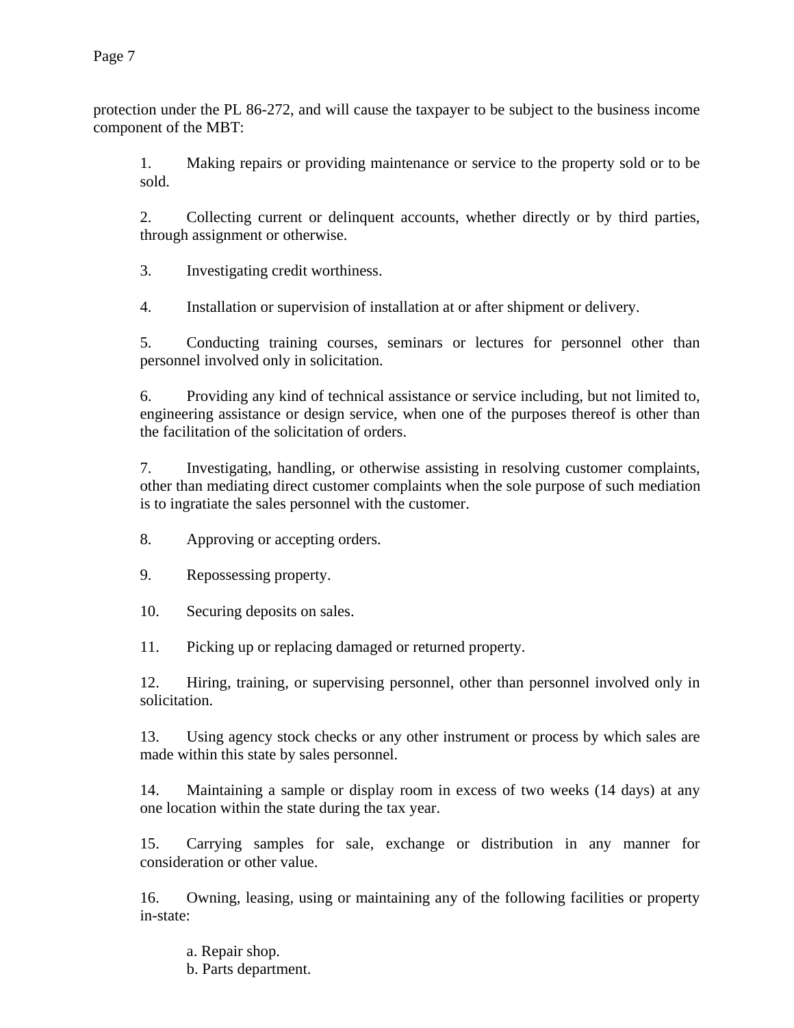protection under the PL 86-272, and will cause the taxpayer to be subject to the business income component of the MBT:

1. Making repairs or providing maintenance or service to the property sold or to be sold.

2. Collecting current or delinquent accounts, whether directly or by third parties, through assignment or otherwise.

3. Investigating credit worthiness.

4. Installation or supervision of installation at or after shipment or delivery.

5. Conducting training courses, seminars or lectures for personnel other than personnel involved only in solicitation.

6. Providing any kind of technical assistance or service including, but not limited to, engineering assistance or design service, when one of the purposes thereof is other than the facilitation of the solicitation of orders.

7. Investigating, handling, or otherwise assisting in resolving customer complaints, other than mediating direct customer complaints when the sole purpose of such mediation is to ingratiate the sales personnel with the customer.

8. Approving or accepting orders.

9. Repossessing property.

10. Securing deposits on sales.

11. Picking up or replacing damaged or returned property.

12. Hiring, training, or supervising personnel, other than personnel involved only in solicitation.

13. Using agency stock checks or any other instrument or process by which sales are made within this state by sales personnel.

14. Maintaining a sample or display room in excess of two weeks (14 days) at any one location within the state during the tax year.

15. Carrying samples for sale, exchange or distribution in any manner for consideration or other value.

16. Owning, leasing, using or maintaining any of the following facilities or property in-state:

    a. Repair shop.
    b. Parts department.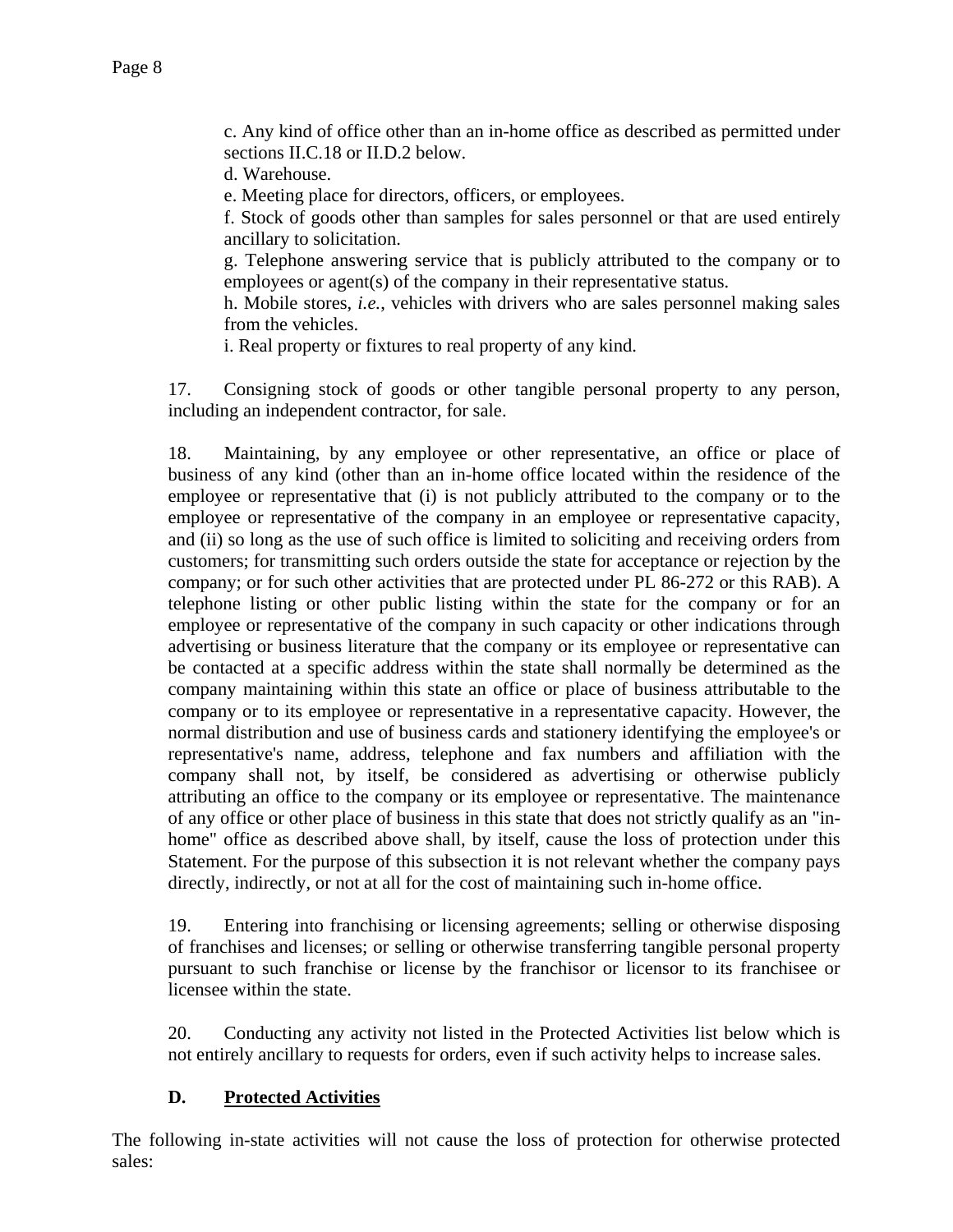c. Any kind of office other than an in-home office as described as permitted under sections II.C.18 or II.D.2 below.

d. Warehouse.

e. Meeting place for directors, officers, or employees.

f. Stock of goods other than samples for sales personnel or that are used entirely ancillary to solicitation.

g. Telephone answering service that is publicly attributed to the company or to employees or agent(s) of the company in their representative status.

h. Mobile stores, *i.e.*, vehicles with drivers who are sales personnel making sales from the vehicles.

i. Real property or fixtures to real property of any kind.

17. Consigning stock of goods or other tangible personal property to any person, including an independent contractor, for sale.

18. Maintaining, by any employee or other representative, an office or place of business of any kind (other than an in-home office located within the residence of the employee or representative that (i) is not publicly attributed to the company or to the employee or representative of the company in an employee or representative capacity, and (ii) so long as the use of such office is limited to soliciting and receiving orders from customers; for transmitting such orders outside the state for acceptance or rejection by the company; or for such other activities that are protected under PL 86-272 or this RAB). A telephone listing or other public listing within the state for the company or for an employee or representative of the company in such capacity or other indications through advertising or business literature that the company or its employee or representative can be contacted at a specific address within the state shall normally be determined as the company maintaining within this state an office or place of business attributable to the company or to its employee or representative in a representative capacity. However, the normal distribution and use of business cards and stationery identifying the employee's or representative's name, address, telephone and fax numbers and affiliation with the company shall not, by itself, be considered as advertising or otherwise publicly attributing an office to the company or its employee or representative. The maintenance of any office or other place of business in this state that does not strictly qualify as an "in-home" office as described above shall, by itself, cause the loss of protection under this Statement. For the purpose of this subsection it is not relevant whether the company pays directly, indirectly, or not at all for the cost of maintaining such in-home office.

19. Entering into franchising or licensing agreements; selling or otherwise disposing of franchises and licenses; or selling or otherwise transferring tangible personal property pursuant to such franchise or license by the franchisor or licensor to its franchisee or licensee within the state.

20. Conducting any activity not listed in the Protected Activities list below which is not entirely ancillary to requests for orders, even if such activity helps to increase sales.

### D. Protected Activities

The following in-state activities will not cause the loss of protection for otherwise protected sales: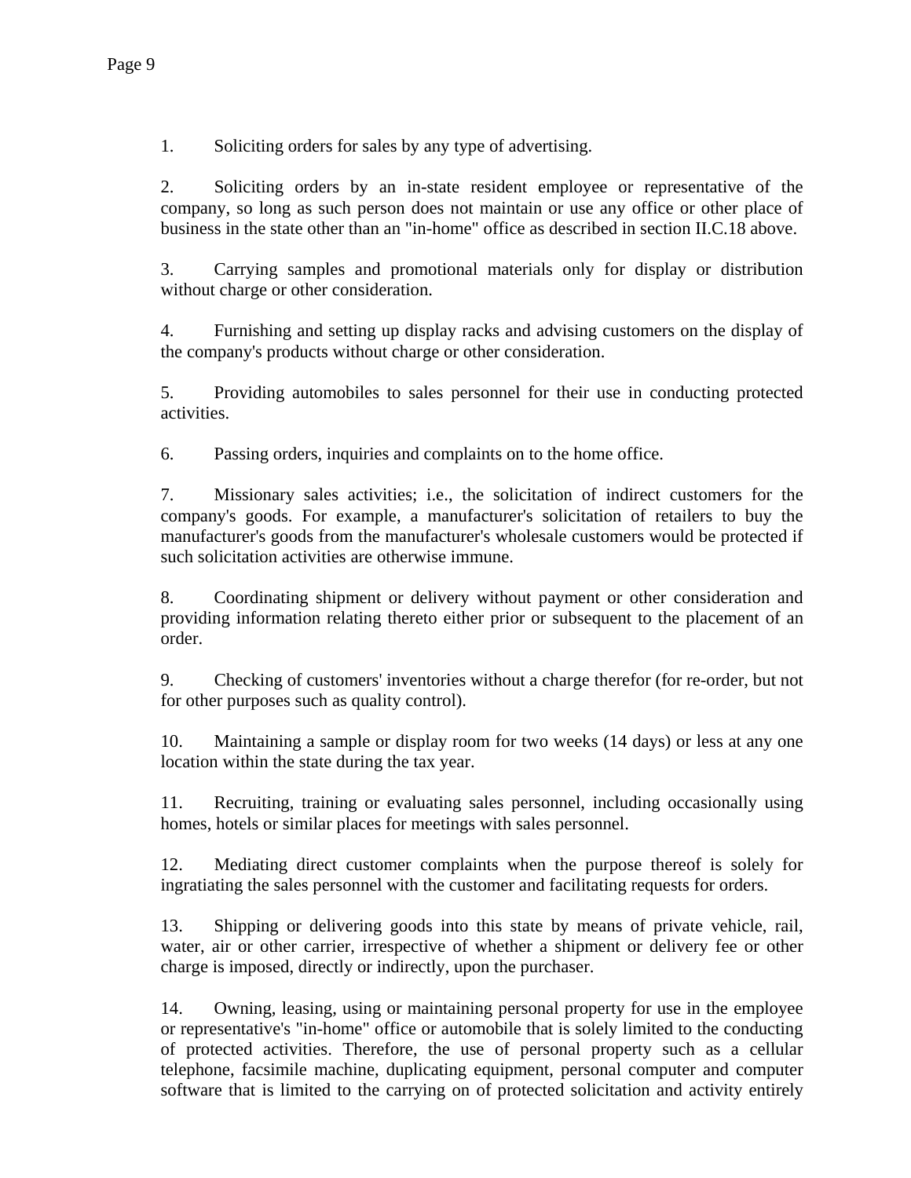1. Soliciting orders for sales by any type of advertising.

2. Soliciting orders by an in-state resident employee or representative of the company, so long as such person does not maintain or use any office or other place of business in the state other than an "in-home" office as described in section II.C.18 above.

3. Carrying samples and promotional materials only for display or distribution without charge or other consideration.

4. Furnishing and setting up display racks and advising customers on the display of the company's products without charge or other consideration.

5. Providing automobiles to sales personnel for their use in conducting protected activities.

6. Passing orders, inquiries and complaints on to the home office.

7. Missionary sales activities; i.e., the solicitation of indirect customers for the company's goods. For example, a manufacturer's solicitation of retailers to buy the manufacturer's goods from the manufacturer's wholesale customers would be protected if such solicitation activities are otherwise immune.

8. Coordinating shipment or delivery without payment or other consideration and providing information relating thereto either prior or subsequent to the placement of an order.

9. Checking of customers' inventories without a charge therefor (for re-order, but not for other purposes such as quality control).

10. Maintaining a sample or display room for two weeks (14 days) or less at any one location within the state during the tax year.

11. Recruiting, training or evaluating sales personnel, including occasionally using homes, hotels or similar places for meetings with sales personnel.

12. Mediating direct customer complaints when the purpose thereof is solely for ingratiating the sales personnel with the customer and facilitating requests for orders.

13. Shipping or delivering goods into this state by means of private vehicle, rail, water, air or other carrier, irrespective of whether a shipment or delivery fee or other charge is imposed, directly or indirectly, upon the purchaser.

14. Owning, leasing, using or maintaining personal property for use in the employee or representative's "in-home" office or automobile that is solely limited to the conducting of protected activities. Therefore, the use of personal property such as a cellular telephone, facsimile machine, duplicating equipment, personal computer and computer software that is limited to the carrying on of protected solicitation and activity entirely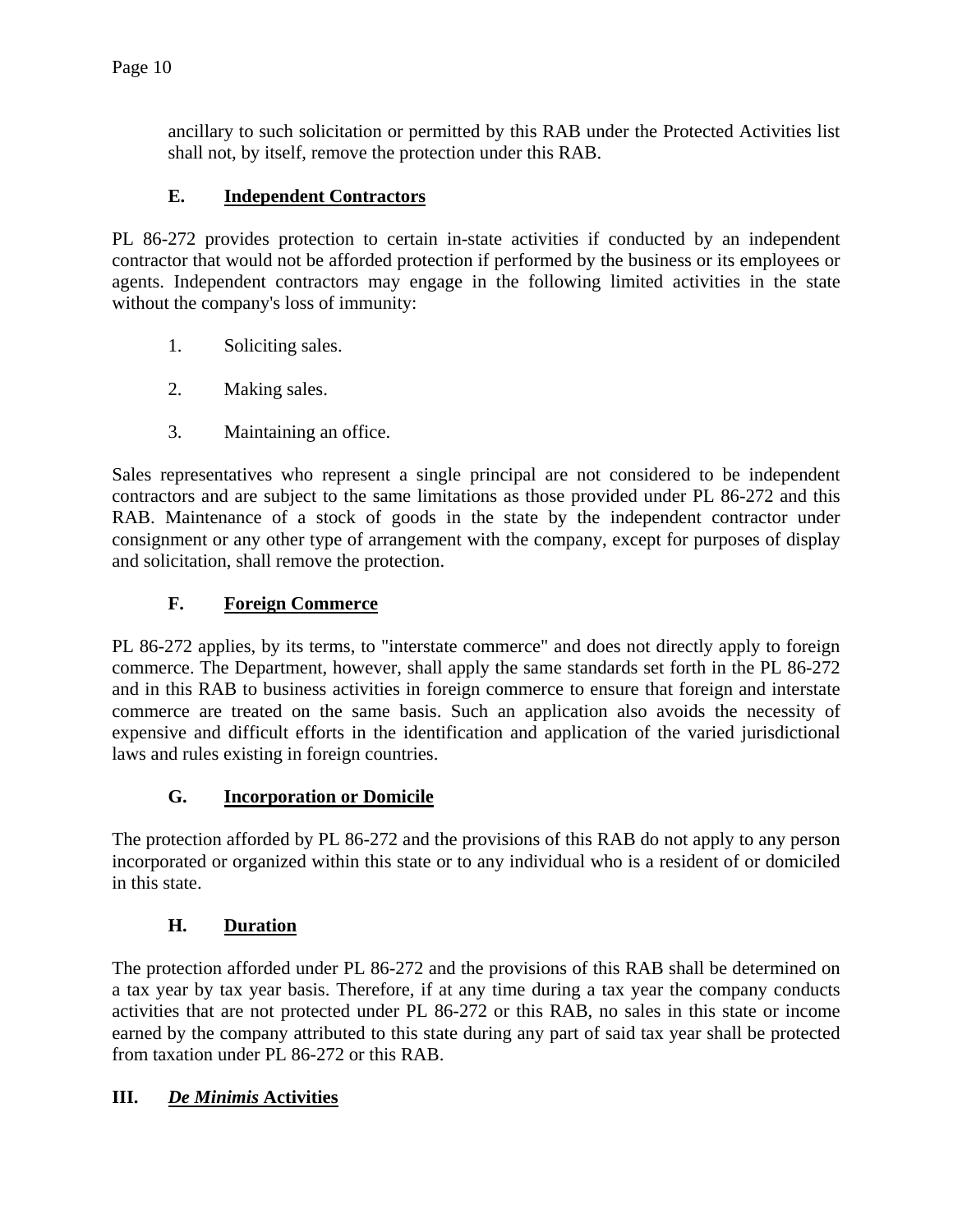ancillary to such solicitation or permitted by this RAB under the Protected Activities list shall not, by itself, remove the protection under this RAB.

### E. Independent Contractors

PL 86-272 provides protection to certain in-state activities if conducted by an independent contractor that would not be afforded protection if performed by the business or its employees or agents. Independent contractors may engage in the following limited activities in the state without the company's loss of immunity:

1. Soliciting sales.
2. Making sales.
3. Maintaining an office.

Sales representatives who represent a single principal are not considered to be independent contractors and are subject to the same limitations as those provided under PL 86-272 and this RAB. Maintenance of a stock of goods in the state by the independent contractor under consignment or any other type of arrangement with the company, except for purposes of display and solicitation, shall remove the protection.

### F. Foreign Commerce

PL 86-272 applies, by its terms, to "interstate commerce" and does not directly apply to foreign commerce. The Department, however, shall apply the same standards set forth in the PL 86-272 and in this RAB to business activities in foreign commerce to ensure that foreign and interstate commerce are treated on the same basis. Such an application also avoids the necessity of expensive and difficult efforts in the identification and application of the varied jurisdictional laws and rules existing in foreign countries.

### G. Incorporation or Domicile

The protection afforded by PL 86-272 and the provisions of this RAB do not apply to any person incorporated or organized within this state or to any individual who is a resident of or domiciled in this state.

### H. Duration

The protection afforded under PL 86-272 and the provisions of this RAB shall be determined on a tax year by tax year basis. Therefore, if at any time during a tax year the company conducts activities that are not protected under PL 86-272 or this RAB, no sales in this state or income earned by the company attributed to this state during any part of said tax year shall be protected from taxation under PL 86-272 or this RAB.

## III. *De Minimis* Activities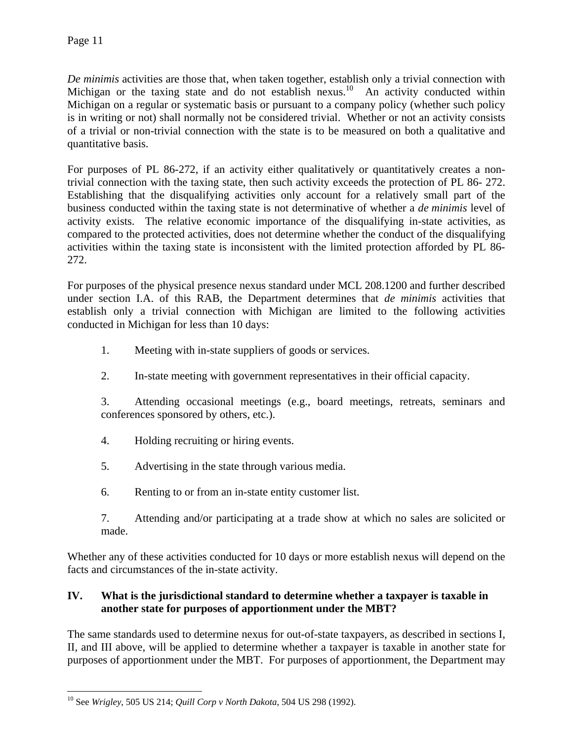*De minimis* activities are those that, when taken together, establish only a trivial connection with Michigan or the taxing state and do not establish nexus.[10] An activity conducted within Michigan on a regular or systematic basis or pursuant to a company policy (whether such policy is in writing or not) shall normally not be considered trivial. Whether or not an activity consists of a trivial or non-trivial connection with the state is to be measured on both a qualitative and quantitative basis.

For purposes of PL 86-272, if an activity either qualitatively or quantitatively creates a non-trivial connection with the taxing state, then such activity exceeds the protection of PL 86- 272. Establishing that the disqualifying activities only account for a relatively small part of the business conducted within the taxing state is not determinative of whether a *de minimis* level of activity exists. The relative economic importance of the disqualifying in-state activities, as compared to the protected activities, does not determine whether the conduct of the disqualifying activities within the taxing state is inconsistent with the limited protection afforded by PL 86-272.

For purposes of the physical presence nexus standard under MCL 208.1200 and further described under section I.A. of this RAB, the Department determines that *de minimis* activities that establish only a trivial connection with Michigan are limited to the following activities conducted in Michigan for less than 10 days:

1. Meeting with in-state suppliers of goods or services.
2. In-state meeting with government representatives in their official capacity.
3. Attending occasional meetings (e.g., board meetings, retreats, seminars and conferences sponsored by others, etc.).
4. Holding recruiting or hiring events.
5. Advertising in the state through various media.
6. Renting to or from an in-state entity customer list.
7. Attending and/or participating at a trade show at which no sales are solicited or made.

Whether any of these activities conducted for 10 days or more establish nexus will depend on the facts and circumstances of the in-state activity.

## IV. What is the jurisdictional standard to determine whether a taxpayer is taxable in another state for purposes of apportionment under the MBT?

The same standards used to determine nexus for out-of-state taxpayers, as described in sections I, II, and III above, will be applied to determine whether a taxpayer is taxable in another state for purposes of apportionment under the MBT. For purposes of apportionment, the Department may

---

[10] See *Wrigley*, 505 US 214; *Quill Corp v North Dakota*, 504 US 298 (1992).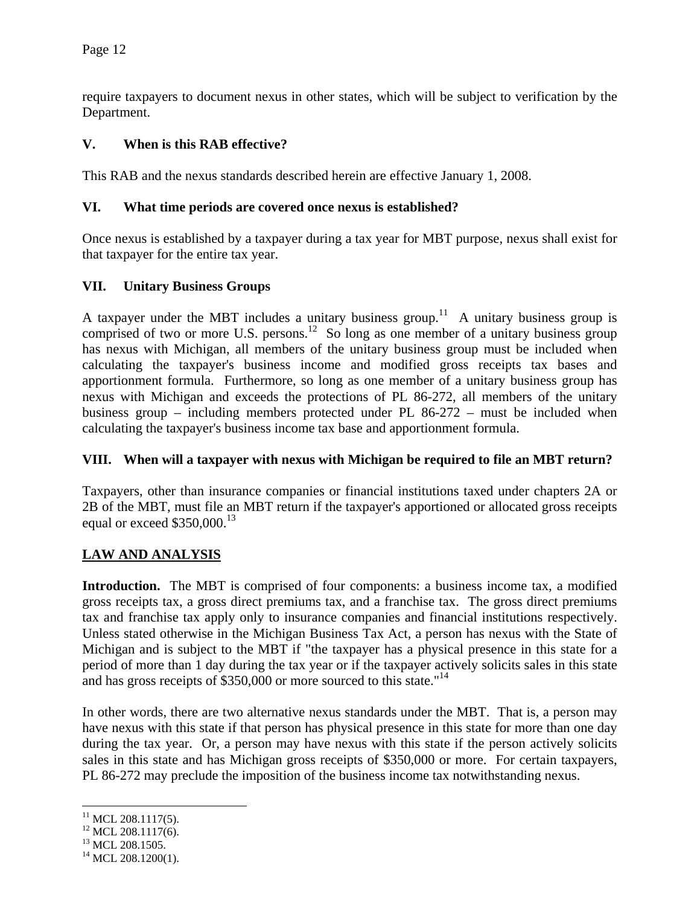require taxpayers to document nexus in other states, which will be subject to verification by the Department.

### V. When is this RAB effective?

This RAB and the nexus standards described herein are effective January 1, 2008.

### VI. What time periods are covered once nexus is established?

Once nexus is established by a taxpayer during a tax year for MBT purpose, nexus shall exist for that taxpayer for the entire tax year.

### VII. Unitary Business Groups

A taxpayer under the MBT includes a unitary business group.[11] A unitary business group is comprised of two or more U.S. persons.[12] So long as one member of a unitary business group has nexus with Michigan, all members of the unitary business group must be included when calculating the taxpayer's business income and modified gross receipts tax bases and apportionment formula. Furthermore, so long as one member of a unitary business group has nexus with Michigan and exceeds the protections of PL 86-272, all members of the unitary business group – including members protected under PL 86-272 – must be included when calculating the taxpayer's business income tax base and apportionment formula.

### VIII. When will a taxpayer with nexus with Michigan be required to file an MBT return?

Taxpayers, other than insurance companies or financial institutions taxed under chapters 2A or 2B of the MBT, must file an MBT return if the taxpayer's apportioned or allocated gross receipts equal or exceed $350,000.[13]

## LAW AND ANALYSIS

**Introduction.** The MBT is comprised of four components: a business income tax, a modified gross receipts tax, a gross direct premiums tax, and a franchise tax. The gross direct premiums tax and franchise tax apply only to insurance companies and financial institutions respectively. Unless stated otherwise in the Michigan Business Tax Act, a person has nexus with the State of Michigan and is subject to the MBT if "the taxpayer has a physical presence in this state for a period of more than 1 day during the tax year or if the taxpayer actively solicits sales in this state and has gross receipts of $350,000 or more sourced to this state."[14]

In other words, there are two alternative nexus standards under the MBT. That is, a person may have nexus with this state if that person has physical presence in this state for more than one day during the tax year. Or, a person may have nexus with this state if the person actively solicits sales in this state and has Michigan gross receipts of $350,000 or more. For certain taxpayers, PL 86-272 may preclude the imposition of the business income tax notwithstanding nexus.

---

[11] MCL 208.1117(5).
[12] MCL 208.1117(6).
[13] MCL 208.1505.
[14] MCL 208.1200(1).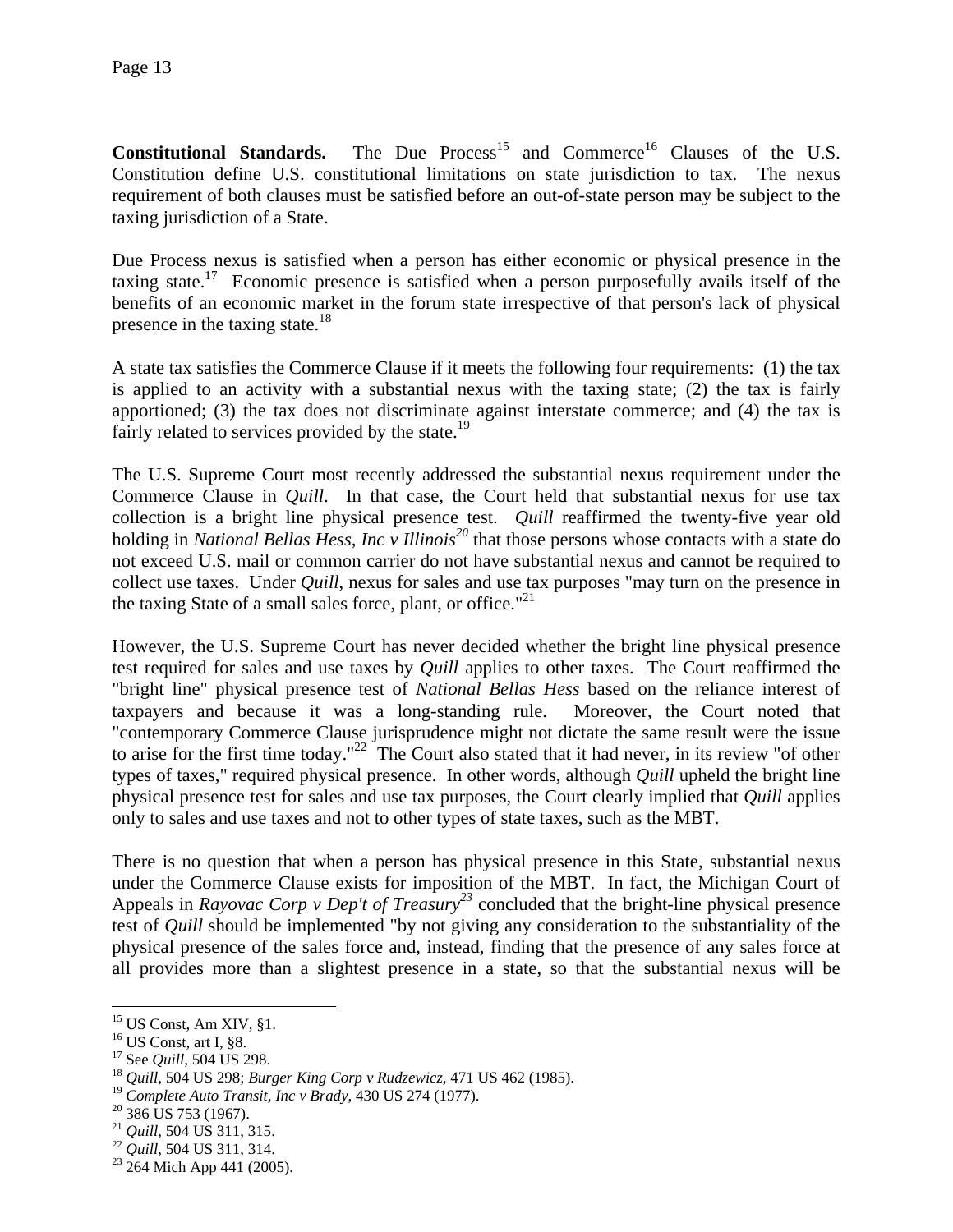**Constitutional Standards.** The Due Process[15] and Commerce[16] Clauses of the U.S. Constitution define U.S. constitutional limitations on state jurisdiction to tax. The nexus requirement of both clauses must be satisfied before an out-of-state person may be subject to the taxing jurisdiction of a State.

Due Process nexus is satisfied when a person has either economic or physical presence in the taxing state.[17] Economic presence is satisfied when a person purposefully avails itself of the benefits of an economic market in the forum state irrespective of that person's lack of physical presence in the taxing state.[18]

A state tax satisfies the Commerce Clause if it meets the following four requirements: (1) the tax is applied to an activity with a substantial nexus with the taxing state; (2) the tax is fairly apportioned; (3) the tax does not discriminate against interstate commerce; and (4) the tax is fairly related to services provided by the state.[19]

The U.S. Supreme Court most recently addressed the substantial nexus requirement under the Commerce Clause in *Quill*. In that case, the Court held that substantial nexus for use tax collection is a bright line physical presence test. *Quill* reaffirmed the twenty-five year old holding in *National Bellas Hess, Inc v Illinois*[20] that those persons whose contacts with a state do not exceed U.S. mail or common carrier do not have substantial nexus and cannot be required to collect use taxes. Under *Quill*, nexus for sales and use tax purposes "may turn on the presence in the taxing State of a small sales force, plant, or office."[21]

However, the U.S. Supreme Court has never decided whether the bright line physical presence test required for sales and use taxes by *Quill* applies to other taxes. The Court reaffirmed the "bright line" physical presence test of *National Bellas Hess* based on the reliance interest of taxpayers and because it was a long-standing rule. Moreover, the Court noted that "contemporary Commerce Clause jurisprudence might not dictate the same result were the issue to arise for the first time today."[22] The Court also stated that it had never, in its review "of other types of taxes," required physical presence. In other words, although *Quill* upheld the bright line physical presence test for sales and use tax purposes, the Court clearly implied that *Quill* applies only to sales and use taxes and not to other types of state taxes, such as the MBT.

There is no question that when a person has physical presence in this State, substantial nexus under the Commerce Clause exists for imposition of the MBT. In fact, the Michigan Court of Appeals in *Rayovac Corp v Dep't of Treasury*[23] concluded that the bright-line physical presence test of *Quill* should be implemented "by not giving any consideration to the substantiality of the physical presence of the sales force and, instead, finding that the presence of any sales force at all provides more than a slightest presence in a state, so that the substantial nexus will be

---

[15] US Const, Am XIV, §1.
[16] US Const, art I, §8.
[17] See *Quill*, 504 US 298.
[18] *Quill*, 504 US 298; *Burger King Corp v Rudzewicz*, 471 US 462 (1985).
[19] *Complete Auto Transit, Inc v Brady*, 430 US 274 (1977).
[20] 386 US 753 (1967).
[21] *Quill*, 504 US 311, 315.
[22] *Quill*, 504 US 311, 314.
[23] 264 Mich App 441 (2005).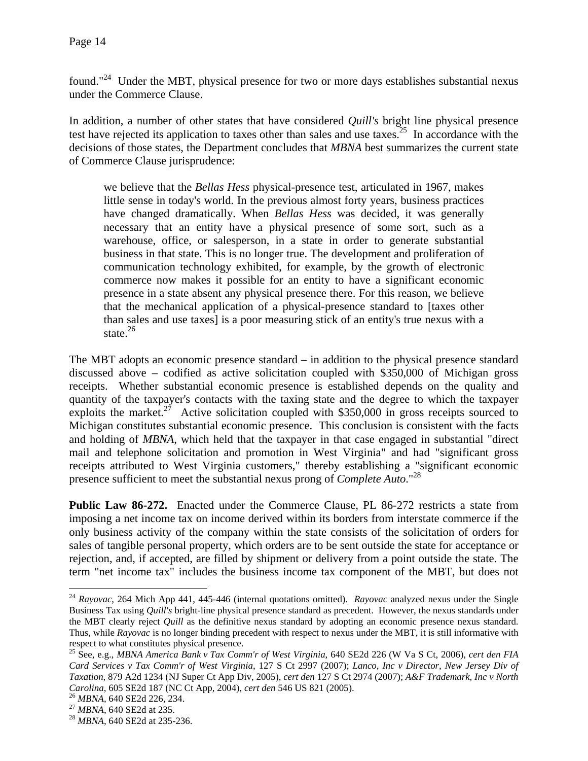found."[24] Under the MBT, physical presence for two or more days establishes substantial nexus under the Commerce Clause.

In addition, a number of other states that have considered *Quill's* bright line physical presence test have rejected its application to taxes other than sales and use taxes.[25] In accordance with the decisions of those states, the Department concludes that *MBNA* best summarizes the current state of Commerce Clause jurisprudence:

> we believe that the *Bellas Hess* physical-presence test, articulated in 1967, makes little sense in today's world. In the previous almost forty years, business practices have changed dramatically. When *Bellas Hess* was decided, it was generally necessary that an entity have a physical presence of some sort, such as a warehouse, office, or salesperson, in a state in order to generate substantial business in that state. This is no longer true. The development and proliferation of communication technology exhibited, for example, by the growth of electronic commerce now makes it possible for an entity to have a significant economic presence in a state absent any physical presence there. For this reason, we believe that the mechanical application of a physical-presence standard to [taxes other than sales and use taxes] is a poor measuring stick of an entity's true nexus with a state.[26]

The MBT adopts an economic presence standard – in addition to the physical presence standard discussed above – codified as active solicitation coupled with $350,000 of Michigan gross receipts. Whether substantial economic presence is established depends on the quality and quantity of the taxpayer's contacts with the taxing state and the degree to which the taxpayer exploits the market.[27] Active solicitation coupled with $350,000 in gross receipts sourced to Michigan constitutes substantial economic presence. This conclusion is consistent with the facts and holding of *MBNA*, which held that the taxpayer in that case engaged in substantial "direct mail and telephone solicitation and promotion in West Virginia" and had "significant gross receipts attributed to West Virginia customers," thereby establishing a "significant economic presence sufficient to meet the substantial nexus prong of *Complete Auto*."[28]

**Public Law 86-272.** Enacted under the Commerce Clause, PL 86-272 restricts a state from imposing a net income tax on income derived within its borders from interstate commerce if the only business activity of the company within the state consists of the solicitation of orders for sales of tangible personal property, which orders are to be sent outside the state for acceptance or rejection, and, if accepted, are filled by shipment or delivery from a point outside the state. The term "net income tax" includes the business income tax component of the MBT, but does not

---

[24] *Rayovac*, 264 Mich App 441, 445-446 (internal quotations omitted). *Rayovac* analyzed nexus under the Single Business Tax using *Quill's* bright-line physical presence standard as precedent. However, the nexus standards under the MBT clearly reject *Quill* as the definitive nexus standard by adopting an economic presence nexus standard. Thus, while *Rayovac* is no longer binding precedent with respect to nexus under the MBT, it is still informative with respect to what constitutes physical presence.

[25] See, e.g., *MBNA America Bank v Tax Comm'r of West Virginia*, 640 SE2d 226 (W Va S Ct, 2006), *cert den FIA Card Services v Tax Comm'r of West Virginia*, 127 S Ct 2997 (2007); *Lanco, Inc v Director, New Jersey Div of Taxation*, 879 A2d 1234 (NJ Super Ct App Div, 2005), *cert den* 127 S Ct 2974 (2007); *A&F Trademark, Inc v North Carolina*, 605 SE2d 187 (NC Ct App, 2004), *cert den* 546 US 821 (2005).

[26] *MBNA*, 640 SE2d 226, 234.

[27] *MBNA*, 640 SE2d at 235.

[28] *MBNA*, 640 SE2d at 235-236.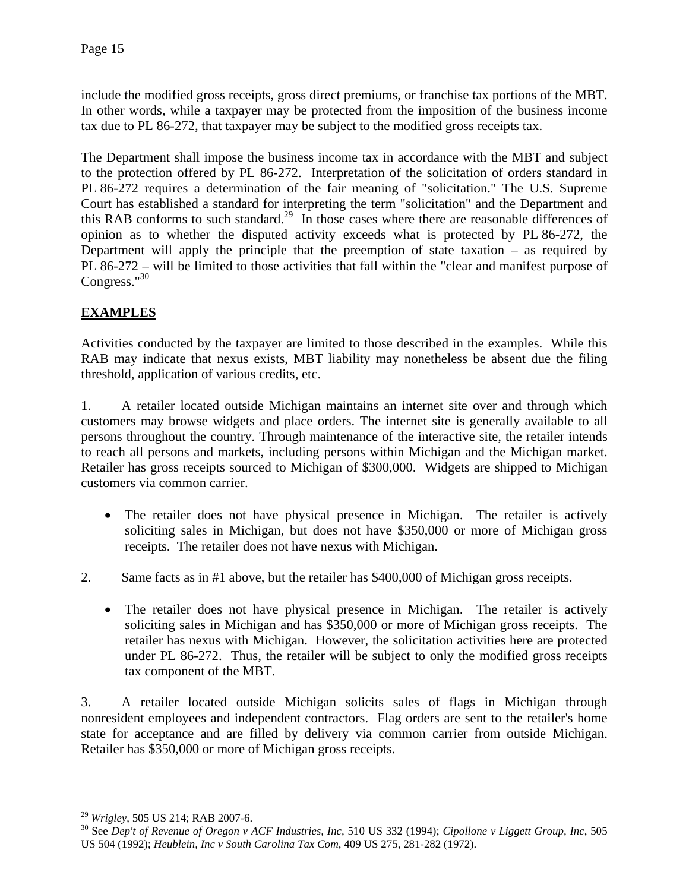include the modified gross receipts, gross direct premiums, or franchise tax portions of the MBT. In other words, while a taxpayer may be protected from the imposition of the business income tax due to PL 86-272, that taxpayer may be subject to the modified gross receipts tax.

The Department shall impose the business income tax in accordance with the MBT and subject to the protection offered by PL 86-272. Interpretation of the solicitation of orders standard in PL 86-272 requires a determination of the fair meaning of "solicitation." The U.S. Supreme Court has established a standard for interpreting the term "solicitation" and the Department and this RAB conforms to such standard.[29] In those cases where there are reasonable differences of opinion as to whether the disputed activity exceeds what is protected by PL 86-272, the Department will apply the principle that the preemption of state taxation – as required by PL 86-272 – will be limited to those activities that fall within the "clear and manifest purpose of Congress."[30]

## EXAMPLES

Activities conducted by the taxpayer are limited to those described in the examples. While this RAB may indicate that nexus exists, MBT liability may nonetheless be absent due the filing threshold, application of various credits, etc.

1. A retailer located outside Michigan maintains an internet site over and through which customers may browse widgets and place orders. The internet site is generally available to all persons throughout the country. Through maintenance of the interactive site, the retailer intends to reach all persons and markets, including persons within Michigan and the Michigan market. Retailer has gross receipts sourced to Michigan of $300,000. Widgets are shipped to Michigan customers via common carrier.

- The retailer does not have physical presence in Michigan. The retailer is actively soliciting sales in Michigan, but does not have $350,000 or more of Michigan gross receipts. The retailer does not have nexus with Michigan.

2. Same facts as in #1 above, but the retailer has $400,000 of Michigan gross receipts.

- The retailer does not have physical presence in Michigan. The retailer is actively soliciting sales in Michigan and has $350,000 or more of Michigan gross receipts. The retailer has nexus with Michigan. However, the solicitation activities here are protected under PL 86-272. Thus, the retailer will be subject to only the modified gross receipts tax component of the MBT.

3. A retailer located outside Michigan solicits sales of flags in Michigan through nonresident employees and independent contractors. Flag orders are sent to the retailer's home state for acceptance and are filled by delivery via common carrier from outside Michigan. Retailer has $350,000 or more of Michigan gross receipts.

---

[29] *Wrigley*, 505 US 214; RAB 2007-6.

[30] See *Dep't of Revenue of Oregon v ACF Industries, Inc*, 510 US 332 (1994); *Cipollone v Liggett Group, Inc*, 505 US 504 (1992); *Heublein, Inc v South Carolina Tax Com*, 409 US 275, 281-282 (1972).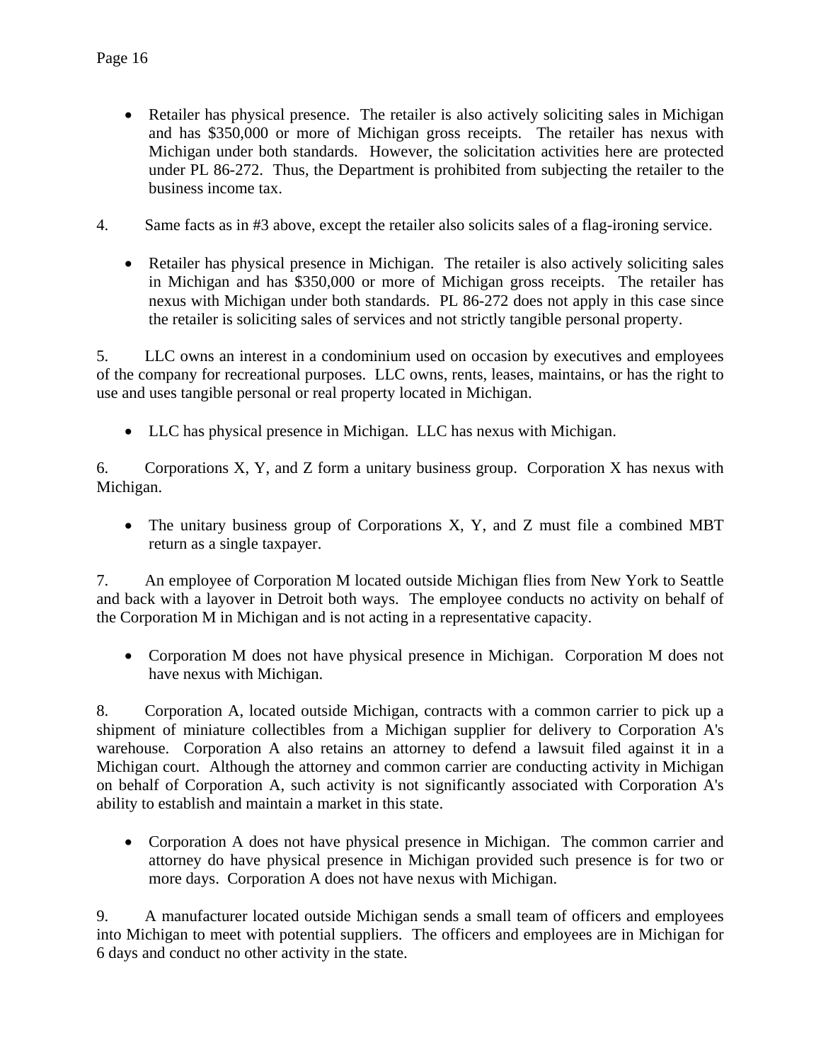- Retailer has physical presence. The retailer is also actively soliciting sales in Michigan and has $350,000 or more of Michigan gross receipts. The retailer has nexus with Michigan under both standards. However, the solicitation activities here are protected under PL 86-272. Thus, the Department is prohibited from subjecting the retailer to the business income tax.

4. Same facts as in #3 above, except the retailer also solicits sales of a flag-ironing service.

- Retailer has physical presence in Michigan. The retailer is also actively soliciting sales in Michigan and has $350,000 or more of Michigan gross receipts. The retailer has nexus with Michigan under both standards. PL 86-272 does not apply in this case since the retailer is soliciting sales of services and not strictly tangible personal property.

5. LLC owns an interest in a condominium used on occasion by executives and employees of the company for recreational purposes. LLC owns, rents, leases, maintains, or has the right to use and uses tangible personal or real property located in Michigan.

- LLC has physical presence in Michigan. LLC has nexus with Michigan.

6. Corporations X, Y, and Z form a unitary business group. Corporation X has nexus with Michigan.

- The unitary business group of Corporations X, Y, and Z must file a combined MBT return as a single taxpayer.

7. An employee of Corporation M located outside Michigan flies from New York to Seattle and back with a layover in Detroit both ways. The employee conducts no activity on behalf of the Corporation M in Michigan and is not acting in a representative capacity.

- Corporation M does not have physical presence in Michigan. Corporation M does not have nexus with Michigan.

8. Corporation A, located outside Michigan, contracts with a common carrier to pick up a shipment of miniature collectibles from a Michigan supplier for delivery to Corporation A's warehouse. Corporation A also retains an attorney to defend a lawsuit filed against it in a Michigan court. Although the attorney and common carrier are conducting activity in Michigan on behalf of Corporation A, such activity is not significantly associated with Corporation A's ability to establish and maintain a market in this state.

- Corporation A does not have physical presence in Michigan. The common carrier and attorney do have physical presence in Michigan provided such presence is for two or more days. Corporation A does not have nexus with Michigan.

9. A manufacturer located outside Michigan sends a small team of officers and employees into Michigan to meet with potential suppliers. The officers and employees are in Michigan for 6 days and conduct no other activity in the state.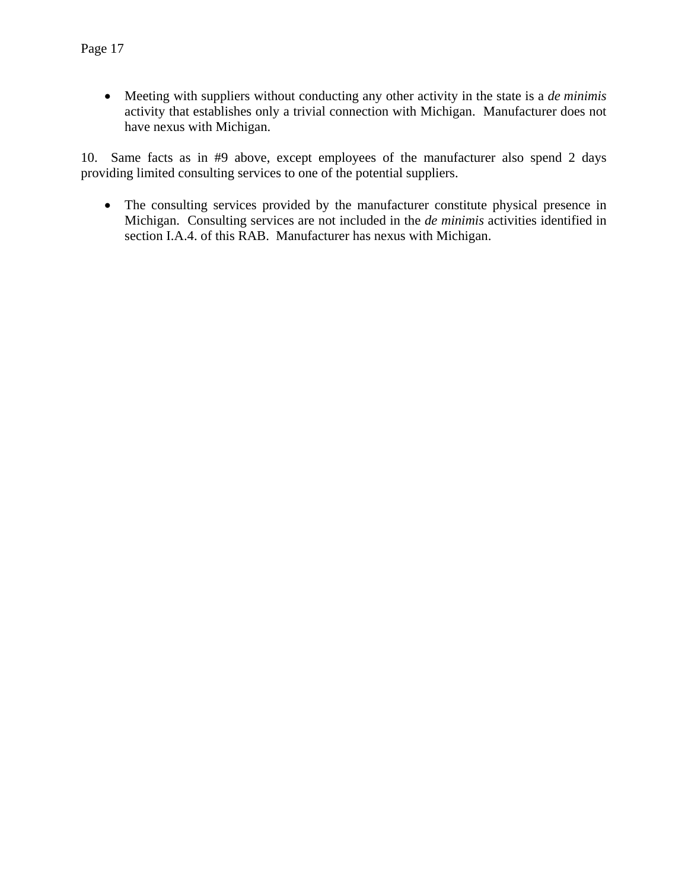- Meeting with suppliers without conducting any other activity in the state is a *de minimis* activity that establishes only a trivial connection with Michigan. Manufacturer does not have nexus with Michigan.

10. Same facts as in #9 above, except employees of the manufacturer also spend 2 days providing limited consulting services to one of the potential suppliers.

- The consulting services provided by the manufacturer constitute physical presence in Michigan. Consulting services are not included in the *de minimis* activities identified in section I.A.4. of this RAB. Manufacturer has nexus with Michigan.